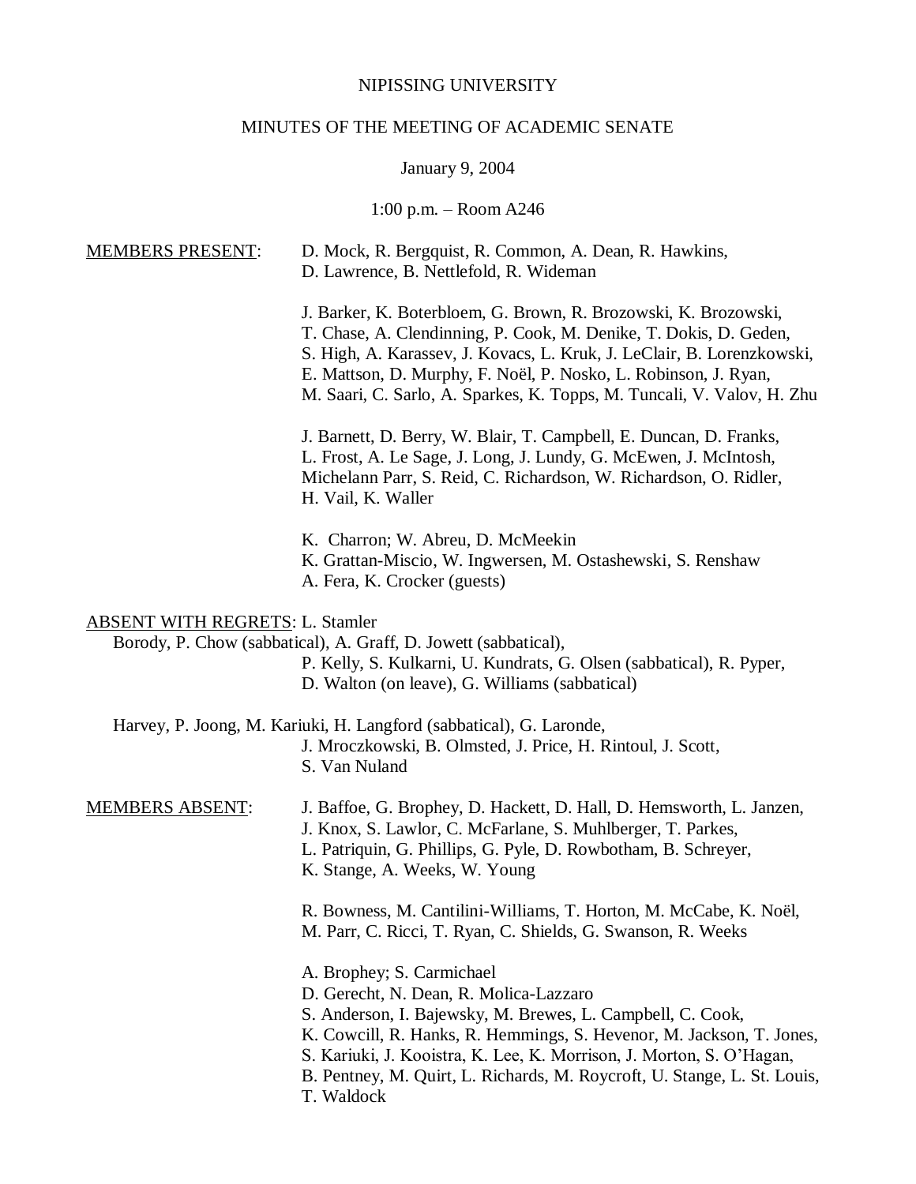NIPISSING UNIVERSITY

MINUTES OF THE MEETING OF ACADEMIC SENATE

January 9, 2004

1:00 p.m. – Room A246

MEMBERS PRESENT: D. Mock, R. Bergquist, R. Common, A. Dean, R. Hawkins, D. Lawrence, B. Nettlefold, R. Wideman

J. Barker, K. Boterbloem, G. Brown, R. Brozowski, K. Brozowski, T. Chase, A. Clendinning, P. Cook, M. Denike, T. Dokis, D. Geden, S. High, A. Karassev, J. Kovacs, L. Kruk, J. LeClair, B. Lorenzkowski, E. Mattson, D. Murphy, F. Noël, P. Nosko, L. Robinson, J. Ryan, M. Saari, C. Sarlo, A. Sparkes, K. Topps, M. Tuncali, V. Valov, H. Zhu

J. Barnett, D. Berry, W. Blair, T. Campbell, E. Duncan, D. Franks, L. Frost, A. Le Sage, J. Long, J. Lundy, G. McEwen, J. McIntosh, Michelann Parr, S. Reid, C. Richardson, W. Richardson, O. Ridler, H. Vail, K. Waller

K. Charron; W. Abreu, D. McMeekin
K. Grattan-Miscio, W. Ingwersen, M. Ostashewski, S. Renshaw
A. Fera, K. Crocker (guests)

ABSENT WITH REGRETS: L. Stamler
Borody, P. Chow (sabbatical), A. Graff, D. Jowett (sabbatical), P. Kelly, S. Kulkarni, U. Kundrats, G. Olsen (sabbatical), R. Pyper, D. Walton (on leave), G. Williams (sabbatical)

Harvey, P. Joong, M. Kariuki, H. Langford (sabbatical), G. Laronde, J. Mroczkowski, B. Olmsted, J. Price, H. Rintoul, J. Scott, S. Van Nuland

MEMBERS ABSENT: J. Baffoe, G. Brophey, D. Hackett, D. Hall, D. Hemsworth, L. Janzen, J. Knox, S. Lawlor, C. McFarlane, S. Muhlberger, T. Parkes, L. Patriquin, G. Phillips, G. Pyle, D. Rowbotham, B. Schreyer, K. Stange, A. Weeks, W. Young

R. Bowness, M. Cantilini-Williams, T. Horton, M. McCabe, K. Noël, M. Parr, C. Ricci, T. Ryan, C. Shields, G. Swanson, R. Weeks

A. Brophey; S. Carmichael
D. Gerecht, N. Dean, R. Molica-Lazzaro
S. Anderson, I. Bajewsky, M. Brewes, L. Campbell, C. Cook, K. Cowcill, R. Hanks, R. Hemmings, S. Hevenor, M. Jackson, T. Jones, S. Kariuki, J. Kooistra, K. Lee, K. Morrison, J. Morton, S. O'Hagan, B. Pentney, M. Quirt, L. Richards, M. Roycroft, U. Stange, L. St. Louis, T. Waldock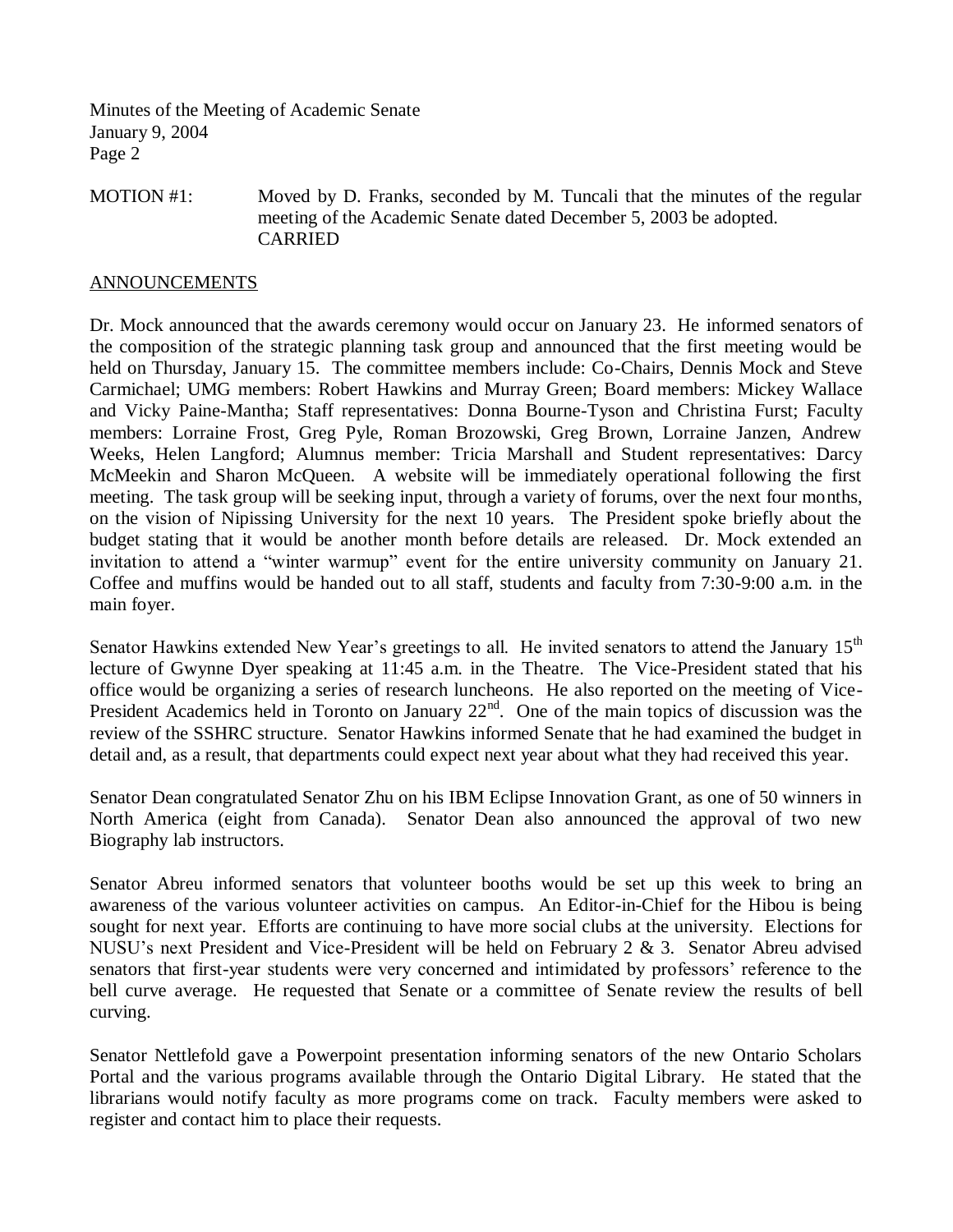MOTION #1: Moved by D. Franks, seconded by M. Tuncali that the minutes of the regular meeting of the Academic Senate dated December 5, 2003 be adopted.
CARRIED

## ANNOUNCEMENTS

Dr. Mock announced that the awards ceremony would occur on January 23. He informed senators of the composition of the strategic planning task group and announced that the first meeting would be held on Thursday, January 15. The committee members include: Co-Chairs, Dennis Mock and Steve Carmichael; UMG members: Robert Hawkins and Murray Green; Board members: Mickey Wallace and Vicky Paine-Mantha; Staff representatives: Donna Bourne-Tyson and Christina Furst; Faculty members: Lorraine Frost, Greg Pyle, Roman Brozowski, Greg Brown, Lorraine Janzen, Andrew Weeks, Helen Langford; Alumnus member: Tricia Marshall and Student representatives: Darcy McMeekin and Sharon McQueen. A website will be immediately operational following the first meeting. The task group will be seeking input, through a variety of forums, over the next four months, on the vision of Nipissing University for the next 10 years. The President spoke briefly about the budget stating that it would be another month before details are released. Dr. Mock extended an invitation to attend a "winter warmup" event for the entire university community on January 21. Coffee and muffins would be handed out to all staff, students and faculty from 7:30-9:00 a.m. in the main foyer.

Senator Hawkins extended New Year's greetings to all. He invited senators to attend the January 15th lecture of Gwynne Dyer speaking at 11:45 a.m. in the Theatre. The Vice-President stated that his office would be organizing a series of research luncheons. He also reported on the meeting of Vice-President Academics held in Toronto on January 22nd. One of the main topics of discussion was the review of the SSHRC structure. Senator Hawkins informed Senate that he had examined the budget in detail and, as a result, that departments could expect next year about what they had received this year.

Senator Dean congratulated Senator Zhu on his IBM Eclipse Innovation Grant, as one of 50 winners in North America (eight from Canada). Senator Dean also announced the approval of two new Biography lab instructors.

Senator Abreu informed senators that volunteer booths would be set up this week to bring an awareness of the various volunteer activities on campus. An Editor-in-Chief for the Hibou is being sought for next year. Efforts are continuing to have more social clubs at the university. Elections for NUSU's next President and Vice-President will be held on February 2 & 3. Senator Abreu advised senators that first-year students were very concerned and intimidated by professors' reference to the bell curve average. He requested that Senate or a committee of Senate review the results of bell curving.

Senator Nettlefold gave a Powerpoint presentation informing senators of the new Ontario Scholars Portal and the various programs available through the Ontario Digital Library. He stated that the librarians would notify faculty as more programs come on track. Faculty members were asked to register and contact him to place their requests.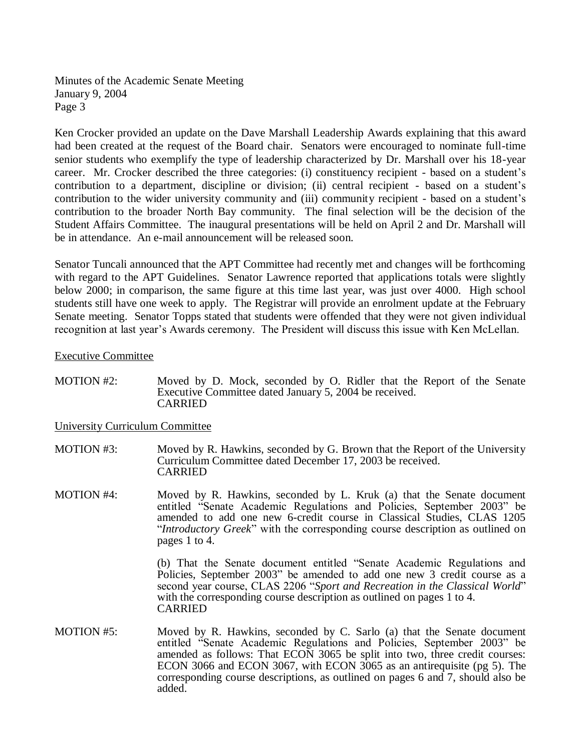Ken Crocker provided an update on the Dave Marshall Leadership Awards explaining that this award had been created at the request of the Board chair. Senators were encouraged to nominate full-time senior students who exemplify the type of leadership characterized by Dr. Marshall over his 18-year career. Mr. Crocker described the three categories: (i) constituency recipient - based on a student's contribution to a department, discipline or division; (ii) central recipient - based on a student's contribution to the wider university community and (iii) community recipient - based on a student's contribution to the broader North Bay community. The final selection will be the decision of the Student Affairs Committee. The inaugural presentations will be held on April 2 and Dr. Marshall will be in attendance. An e-mail announcement will be released soon.

Senator Tuncali announced that the APT Committee had recently met and changes will be forthcoming with regard to the APT Guidelines. Senator Lawrence reported that applications totals were slightly below 2000; in comparison, the same figure at this time last year, was just over 4000. High school students still have one week to apply. The Registrar will provide an enrolment update at the February Senate meeting. Senator Topps stated that students were offended that they were not given individual recognition at last year's Awards ceremony. The President will discuss this issue with Ken McLellan.

Executive Committee

MOTION #2: Moved by D. Mock, seconded by O. Ridler that the Report of the Senate Executive Committee dated January 5, 2004 be received.
CARRIED

University Curriculum Committee

MOTION #3: Moved by R. Hawkins, seconded by G. Brown that the Report of the University Curriculum Committee dated December 17, 2003 be received.
CARRIED

MOTION #4: Moved by R. Hawkins, seconded by L. Kruk (a) that the Senate document entitled "Senate Academic Regulations and Policies, September 2003" be amended to add one new 6-credit course in Classical Studies, CLAS 1205 "*Introductory Greek*" with the corresponding course description as outlined on pages 1 to 4.

(b) That the Senate document entitled "Senate Academic Regulations and Policies, September 2003" be amended to add one new 3 credit course as a second year course, CLAS 2206 "*Sport and Recreation in the Classical World*" with the corresponding course description as outlined on pages 1 to 4.
CARRIED

MOTION #5: Moved by R. Hawkins, seconded by C. Sarlo (a) that the Senate document entitled "Senate Academic Regulations and Policies, September 2003" be amended as follows: That ECON 3065 be split into two, three credit courses: ECON 3066 and ECON 3067, with ECON 3065 as an antirequisite (pg 5). The corresponding course descriptions, as outlined on pages 6 and 7, should also be added.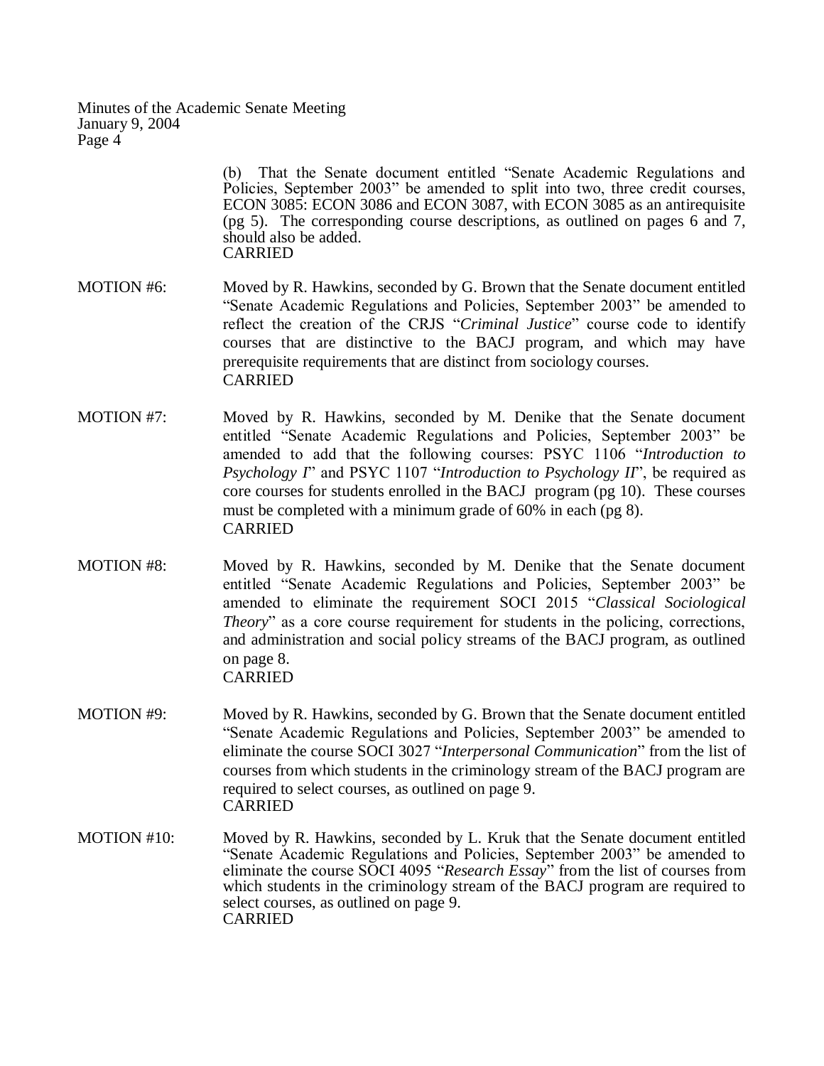(b) That the Senate document entitled "Senate Academic Regulations and Policies, September 2003" be amended to split into two, three credit courses, ECON 3085: ECON 3086 and ECON 3087, with ECON 3085 as an antirequisite (pg 5). The corresponding course descriptions, as outlined on pages 6 and 7, should also be added.
CARRIED

MOTION #6: Moved by R. Hawkins, seconded by G. Brown that the Senate document entitled "Senate Academic Regulations and Policies, September 2003" be amended to reflect the creation of the CRJS "*Criminal Justice*" course code to identify courses that are distinctive to the BACJ program, and which may have prerequisite requirements that are distinct from sociology courses.
CARRIED

MOTION #7: Moved by R. Hawkins, seconded by M. Denike that the Senate document entitled "Senate Academic Regulations and Policies, September 2003" be amended to add that the following courses: PSYC 1106 "*Introduction to Psychology I*" and PSYC 1107 "*Introduction to Psychology II*", be required as core courses for students enrolled in the BACJ program (pg 10). These courses must be completed with a minimum grade of 60% in each (pg 8).
CARRIED

MOTION #8: Moved by R. Hawkins, seconded by M. Denike that the Senate document entitled "Senate Academic Regulations and Policies, September 2003" be amended to eliminate the requirement SOCI 2015 "*Classical Sociological Theory*" as a core course requirement for students in the policing, corrections, and administration and social policy streams of the BACJ program, as outlined on page 8.
CARRIED

MOTION #9: Moved by R. Hawkins, seconded by G. Brown that the Senate document entitled "Senate Academic Regulations and Policies, September 2003" be amended to eliminate the course SOCI 3027 "*Interpersonal Communication*" from the list of courses from which students in the criminology stream of the BACJ program are required to select courses, as outlined on page 9.
CARRIED

MOTION #10: Moved by R. Hawkins, seconded by L. Kruk that the Senate document entitled "Senate Academic Regulations and Policies, September 2003" be amended to eliminate the course SOCI 4095 "*Research Essay*" from the list of courses from which students in the criminology stream of the BACJ program are required to select courses, as outlined on page 9.
CARRIED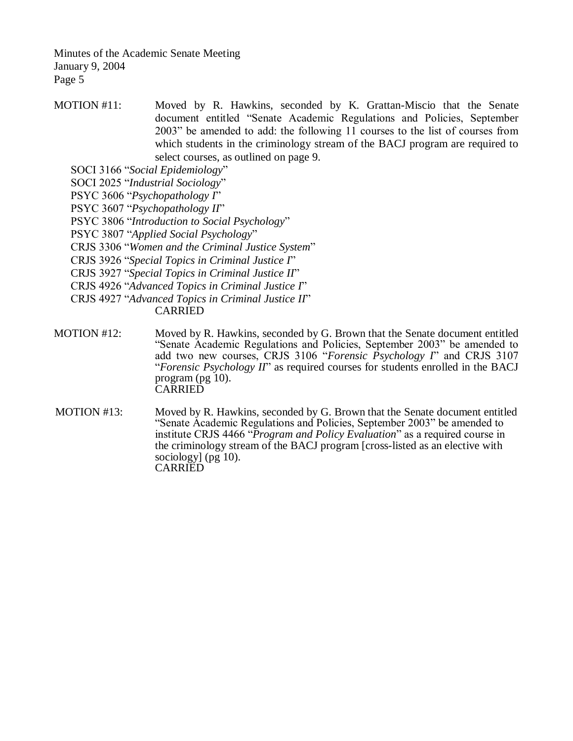MOTION #11: Moved by R. Hawkins, seconded by K. Grattan-Miscio that the Senate document entitled "Senate Academic Regulations and Policies, September 2003" be amended to add: the following 11 courses to the list of courses from which students in the criminology stream of the BACJ program are required to select courses, as outlined on page 9.

SOCI 3166 "*Social Epidemiology*"
SOCI 2025 "*Industrial Sociology*"
PSYC 3606 "*Psychopathology I*"
PSYC 3607 "*Psychopathology II*"
PSYC 3806 "*Introduction to Social Psychology*"
PSYC 3807 "*Applied Social Psychology*"
CRJS 3306 "*Women and the Criminal Justice System*"
CRJS 3926 "*Special Topics in Criminal Justice I*"
CRJS 3927 "*Special Topics in Criminal Justice II*"
CRJS 4926 "*Advanced Topics in Criminal Justice I*"
CRJS 4927 "*Advanced Topics in Criminal Justice II*"

CARRIED

MOTION #12: Moved by R. Hawkins, seconded by G. Brown that the Senate document entitled "Senate Academic Regulations and Policies, September 2003" be amended to add two new courses, CRJS 3106 "*Forensic Psychology I*" and CRJS 3107 "*Forensic Psychology II*" as required courses for students enrolled in the BACJ program (pg 10).

CARRIED

MOTION #13: Moved by R. Hawkins, seconded by G. Brown that the Senate document entitled "Senate Academic Regulations and Policies, September 2003" be amended to institute CRJS 4466 "*Program and Policy Evaluation*" as a required course in the criminology stream of the BACJ program [cross-listed as an elective with sociology] (pg 10).

CARRIED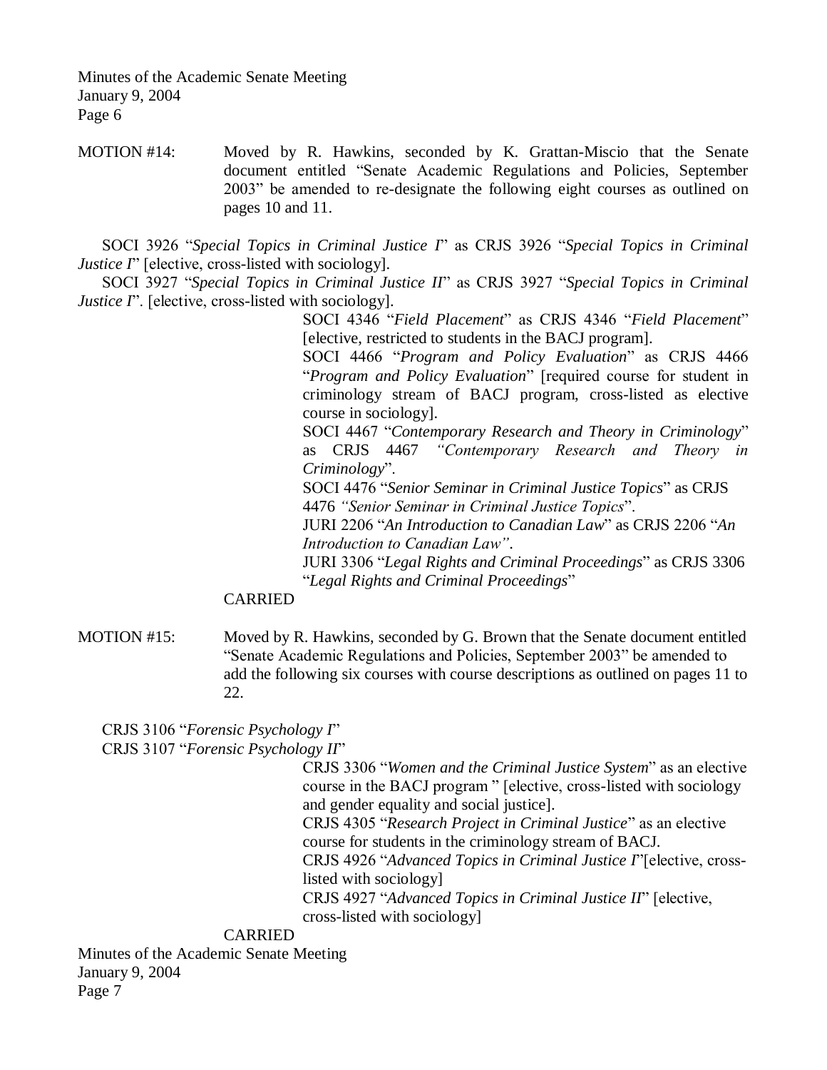MOTION #14: Moved by R. Hawkins, seconded by K. Grattan-Miscio that the Senate document entitled "Senate Academic Regulations and Policies, September 2003" be amended to re-designate the following eight courses as outlined on pages 10 and 11.

SOCI 3926 "*Special Topics in Criminal Justice I*" as CRJS 3926 "*Special Topics in Criminal Justice I*" [elective, cross-listed with sociology].

SOCI 3927 "*Special Topics in Criminal Justice II*" as CRJS 3927 "*Special Topics in Criminal Justice I*". [elective, cross-listed with sociology].

SOCI 4346 "*Field Placement*" as CRJS 4346 "*Field Placement*" [elective, restricted to students in the BACJ program].

SOCI 4466 "*Program and Policy Evaluation*" as CRJS 4466 "*Program and Policy Evaluation*" [required course for student in criminology stream of BACJ program, cross-listed as elective course in sociology].

SOCI 4467 "*Contemporary Research and Theory in Criminology*" as CRJS 4467 *"Contemporary Research and Theory in Criminology*".

SOCI 4476 "*Senior Seminar in Criminal Justice Topics*" as CRJS 4476 *"Senior Seminar in Criminal Justice Topics*".

JURI 2206 "*An Introduction to Canadian Law*" as CRJS 2206 "*An Introduction to Canadian Law"*.

JURI 3306 "*Legal Rights and Criminal Proceedings*" as CRJS 3306 "*Legal Rights and Criminal Proceedings*"

CARRIED

MOTION #15: Moved by R. Hawkins, seconded by G. Brown that the Senate document entitled "Senate Academic Regulations and Policies, September 2003" be amended to add the following six courses with course descriptions as outlined on pages 11 to 22.

CRJS 3106 "*Forensic Psychology I*"

CRJS 3107 "*Forensic Psychology II*"

CRJS 3306 "*Women and the Criminal Justice System*" as an elective course in the BACJ program " [elective, cross-listed with sociology and gender equality and social justice].

CRJS 4305 "*Research Project in Criminal Justice*" as an elective course for students in the criminology stream of BACJ.

CRJS 4926 "*Advanced Topics in Criminal Justice I*"[elective, cross-listed with sociology]

CRJS 4927 "*Advanced Topics in Criminal Justice II*" [elective, cross-listed with sociology]

CARRIED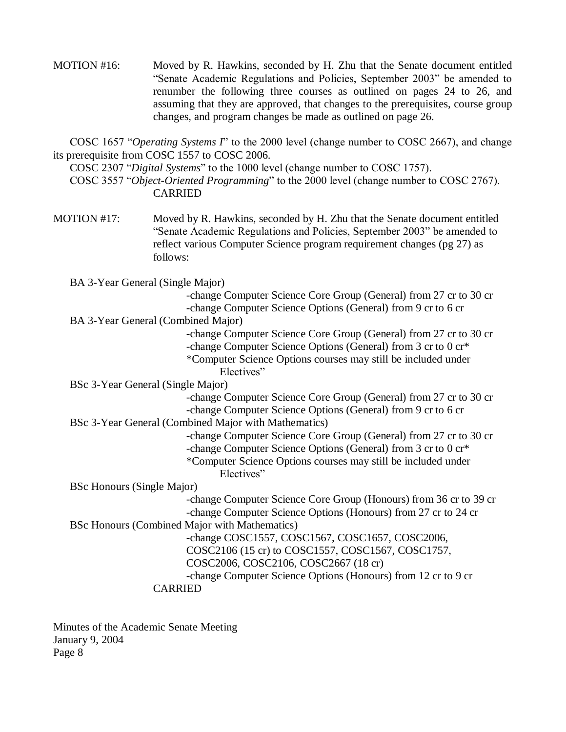MOTION #16: Moved by R. Hawkins, seconded by H. Zhu that the Senate document entitled "Senate Academic Regulations and Policies, September 2003" be amended to renumber the following three courses as outlined on pages 24 to 26, and assuming that they are approved, that changes to the prerequisites, course group changes, and program changes be made as outlined on page 26.

COSC 1657 "*Operating Systems I*" to the 2000 level (change number to COSC 2667), and change its prerequisite from COSC 1557 to COSC 2006.

COSC 2307 "*Digital Systems*" to the 1000 level (change number to COSC 1757).

COSC 3557 "*Object-Oriented Programming*" to the 2000 level (change number to COSC 2767).

CARRIED

MOTION #17: Moved by R. Hawkins, seconded by H. Zhu that the Senate document entitled "Senate Academic Regulations and Policies, September 2003" be amended to reflect various Computer Science program requirement changes (pg 27) as follows:

BA 3-Year General (Single Major)

- change Computer Science Core Group (General) from 27 cr to 30 cr
- change Computer Science Options (General) from 9 cr to 6 cr

BA 3-Year General (Combined Major)

- change Computer Science Core Group (General) from 27 cr to 30 cr
- change Computer Science Options (General) from 3 cr to 0 cr*

*Computer Science Options courses may still be included under Electives"

BSc 3-Year General (Single Major)

- change Computer Science Core Group (General) from 27 cr to 30 cr
- change Computer Science Options (General) from 9 cr to 6 cr

BSc 3-Year General (Combined Major with Mathematics)

- change Computer Science Core Group (General) from 27 cr to 30 cr
- change Computer Science Options (General) from 3 cr to 0 cr*

*Computer Science Options courses may still be included under Electives"

BSc Honours (Single Major)

- change Computer Science Core Group (Honours) from 36 cr to 39 cr
- change Computer Science Options (Honours) from 27 cr to 24 cr

BSc Honours (Combined Major with Mathematics)

- change COSC1557, COSC1567, COSC1657, COSC2006, COSC2106 (15 cr) to COSC1557, COSC1567, COSC1757, COSC2006, COSC2106, COSC2667 (18 cr)
- change Computer Science Options (Honours) from 12 cr to 9 cr

CARRIED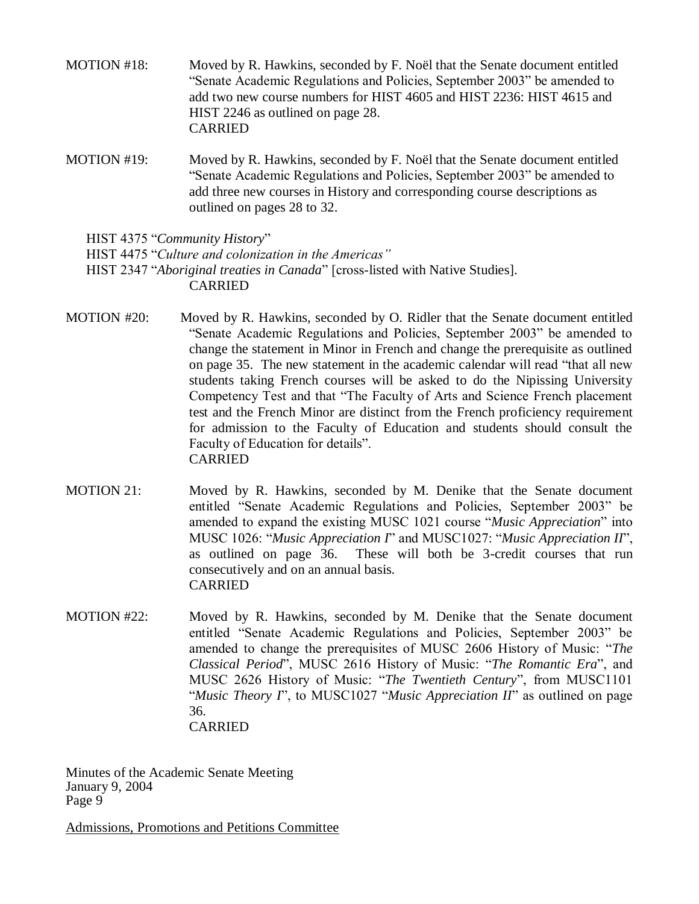MOTION #18: Moved by R. Hawkins, seconded by F. Noël that the Senate document entitled "Senate Academic Regulations and Policies, September 2003" be amended to add two new course numbers for HIST 4605 and HIST 2236: HIST 4615 and HIST 2246 as outlined on page 28.
CARRIED

MOTION #19: Moved by R. Hawkins, seconded by F. Noël that the Senate document entitled "Senate Academic Regulations and Policies, September 2003" be amended to add three new courses in History and corresponding course descriptions as outlined on pages 28 to 32.

HIST 4375 "*Community History*"
HIST 4475 "*Culture and colonization in the Americas"*
HIST 2347 "*Aboriginal treaties in Canada*" [cross-listed with Native Studies].
CARRIED

MOTION #20: Moved by R. Hawkins, seconded by O. Ridler that the Senate document entitled "Senate Academic Regulations and Policies, September 2003" be amended to change the statement in Minor in French and change the prerequisite as outlined on page 35. The new statement in the academic calendar will read "that all new students taking French courses will be asked to do the Nipissing University Competency Test and that "The Faculty of Arts and Science French placement test and the French Minor are distinct from the French proficiency requirement for admission to the Faculty of Education and students should consult the Faculty of Education for details".
CARRIED

MOTION 21: Moved by R. Hawkins, seconded by M. Denike that the Senate document entitled "Senate Academic Regulations and Policies, September 2003" be amended to expand the existing MUSC 1021 course "*Music Appreciation*" into MUSC 1026: "*Music Appreciation I*" and MUSC1027: "*Music Appreciation II*", as outlined on page 36. These will both be 3-credit courses that run consecutively and on an annual basis.
CARRIED

MOTION #22: Moved by R. Hawkins, seconded by M. Denike that the Senate document entitled "Senate Academic Regulations and Policies, September 2003" be amended to change the prerequisites of MUSC 2606 History of Music: "*The Classical Period*", MUSC 2616 History of Music: "*The Romantic Era*", and MUSC 2626 History of Music: "*The Twentieth Century*", from MUSC1101 "*Music Theory I*", to MUSC1027 "*Music Appreciation II*" as outlined on page 36.
CARRIED

Admissions, Promotions and Petitions Committee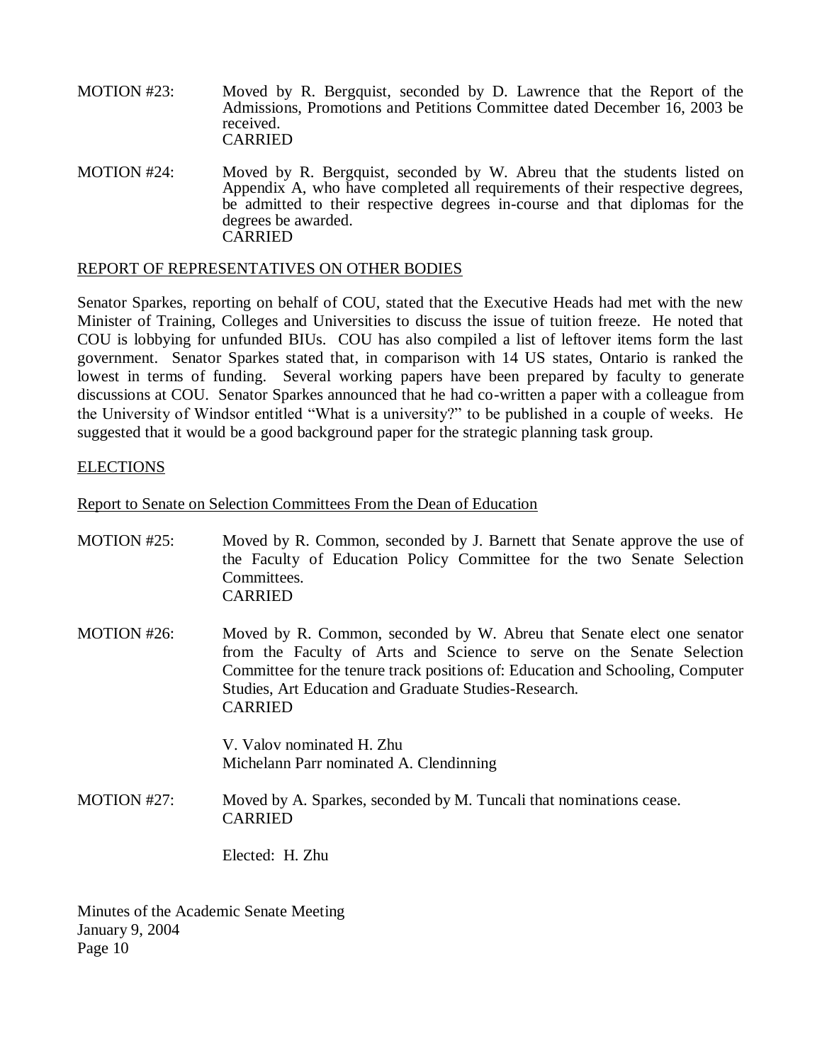MOTION #23: Moved by R. Bergquist, seconded by D. Lawrence that the Report of the Admissions, Promotions and Petitions Committee dated December 16, 2003 be received.
CARRIED

MOTION #24: Moved by R. Bergquist, seconded by W. Abreu that the students listed on Appendix A, who have completed all requirements of their respective degrees, be admitted to their respective degrees in-course and that diplomas for the degrees be awarded.
CARRIED

## REPORT OF REPRESENTATIVES ON OTHER BODIES

Senator Sparkes, reporting on behalf of COU, stated that the Executive Heads had met with the new Minister of Training, Colleges and Universities to discuss the issue of tuition freeze. He noted that COU is lobbying for unfunded BIUs. COU has also compiled a list of leftover items form the last government. Senator Sparkes stated that, in comparison with 14 US states, Ontario is ranked the lowest in terms of funding. Several working papers have been prepared by faculty to generate discussions at COU. Senator Sparkes announced that he had co-written a paper with a colleague from the University of Windsor entitled "What is a university?" to be published in a couple of weeks. He suggested that it would be a good background paper for the strategic planning task group.

## ELECTIONS

### Report to Senate on Selection Committees From the Dean of Education

MOTION #25: Moved by R. Common, seconded by J. Barnett that Senate approve the use of the Faculty of Education Policy Committee for the two Senate Selection Committees.
CARRIED

MOTION #26: Moved by R. Common, seconded by W. Abreu that Senate elect one senator from the Faculty of Arts and Science to serve on the Senate Selection Committee for the tenure track positions of: Education and Schooling, Computer Studies, Art Education and Graduate Studies-Research.
CARRIED

V. Valov nominated H. Zhu
Michelann Parr nominated A. Clendinning

MOTION #27: Moved by A. Sparkes, seconded by M. Tuncali that nominations cease.
CARRIED

Elected: H. Zhu

Minutes of the Academic Senate Meeting
January 9, 2004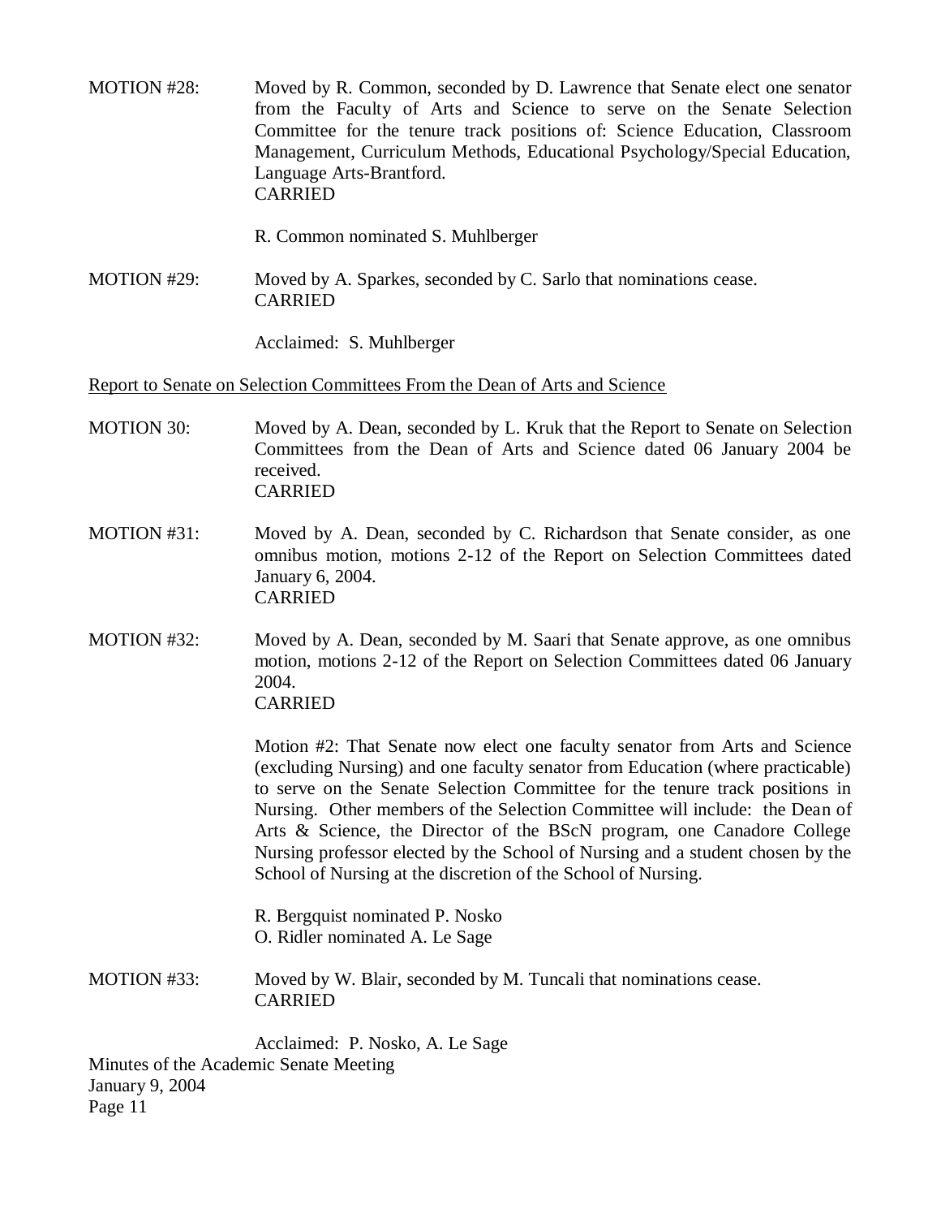MOTION #28: Moved by R. Common, seconded by D. Lawrence that Senate elect one senator from the Faculty of Arts and Science to serve on the Senate Selection Committee for the tenure track positions of: Science Education, Classroom Management, Curriculum Methods, Educational Psychology/Special Education, Language Arts-Brantford.
CARRIED

R. Common nominated S. Muhlberger

MOTION #29: Moved by A. Sparkes, seconded by C. Sarlo that nominations cease.
CARRIED

Acclaimed: S. Muhlberger

Report to Senate on Selection Committees From the Dean of Arts and Science

MOTION 30: Moved by A. Dean, seconded by L. Kruk that the Report to Senate on Selection Committees from the Dean of Arts and Science dated 06 January 2004 be received.
CARRIED

MOTION #31: Moved by A. Dean, seconded by C. Richardson that Senate consider, as one omnibus motion, motions 2-12 of the Report on Selection Committees dated January 6, 2004.
CARRIED

MOTION #32: Moved by A. Dean, seconded by M. Saari that Senate approve, as one omnibus motion, motions 2-12 of the Report on Selection Committees dated 06 January 2004.
CARRIED

Motion #2: That Senate now elect one faculty senator from Arts and Science (excluding Nursing) and one faculty senator from Education (where practicable) to serve on the Senate Selection Committee for the tenure track positions in Nursing. Other members of the Selection Committee will include: the Dean of Arts & Science, the Director of the BScN program, one Canadore College Nursing professor elected by the School of Nursing and a student chosen by the School of Nursing at the discretion of the School of Nursing.

R. Bergquist nominated P. Nosko
O. Ridler nominated A. Le Sage

MOTION #33: Moved by W. Blair, seconded by M. Tuncali that nominations cease.
CARRIED

Acclaimed: P. Nosko, A. Le Sage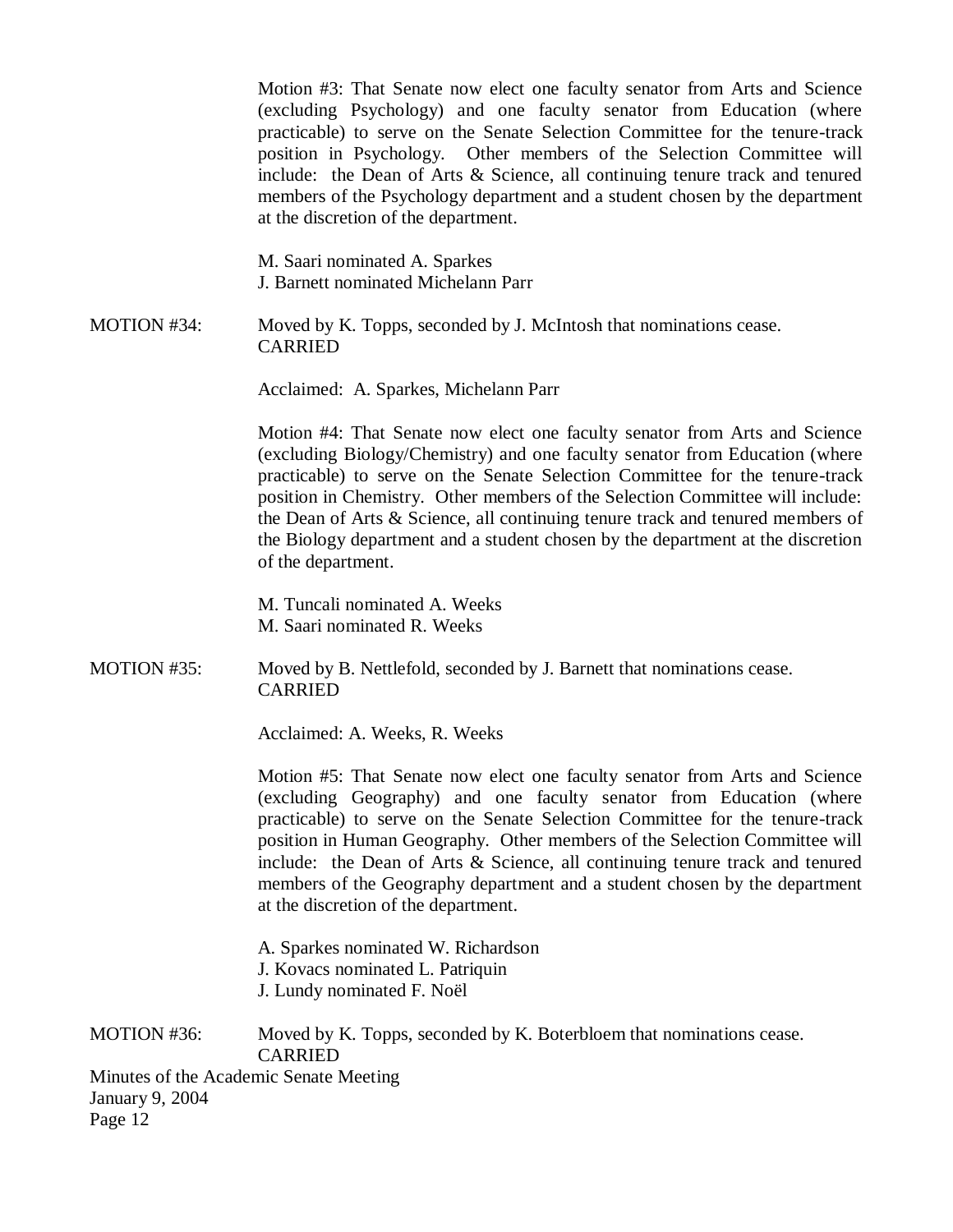Motion #3: That Senate now elect one faculty senator from Arts and Science (excluding Psychology) and one faculty senator from Education (where practicable) to serve on the Senate Selection Committee for the tenure-track position in Psychology. Other members of the Selection Committee will include: the Dean of Arts & Science, all continuing tenure track and tenured members of the Psychology department and a student chosen by the department at the discretion of the department.

M. Saari nominated A. Sparkes
J. Barnett nominated Michelann Parr

MOTION #34: Moved by K. Topps, seconded by J. McIntosh that nominations cease.
CARRIED

Acclaimed: A. Sparkes, Michelann Parr

Motion #4: That Senate now elect one faculty senator from Arts and Science (excluding Biology/Chemistry) and one faculty senator from Education (where practicable) to serve on the Senate Selection Committee for the tenure-track position in Chemistry. Other members of the Selection Committee will include: the Dean of Arts & Science, all continuing tenure track and tenured members of the Biology department and a student chosen by the department at the discretion of the department.

M. Tuncali nominated A. Weeks
M. Saari nominated R. Weeks

MOTION #35: Moved by B. Nettlefold, seconded by J. Barnett that nominations cease.
CARRIED

Acclaimed: A. Weeks, R. Weeks

Motion #5: That Senate now elect one faculty senator from Arts and Science (excluding Geography) and one faculty senator from Education (where practicable) to serve on the Senate Selection Committee for the tenure-track position in Human Geography. Other members of the Selection Committee will include: the Dean of Arts & Science, all continuing tenure track and tenured members of the Geography department and a student chosen by the department at the discretion of the department.

A. Sparkes nominated W. Richardson
J. Kovacs nominated L. Patriquin
J. Lundy nominated F. Noël

MOTION #36: Moved by K. Topps, seconded by K. Boterbloem that nominations cease.
CARRIED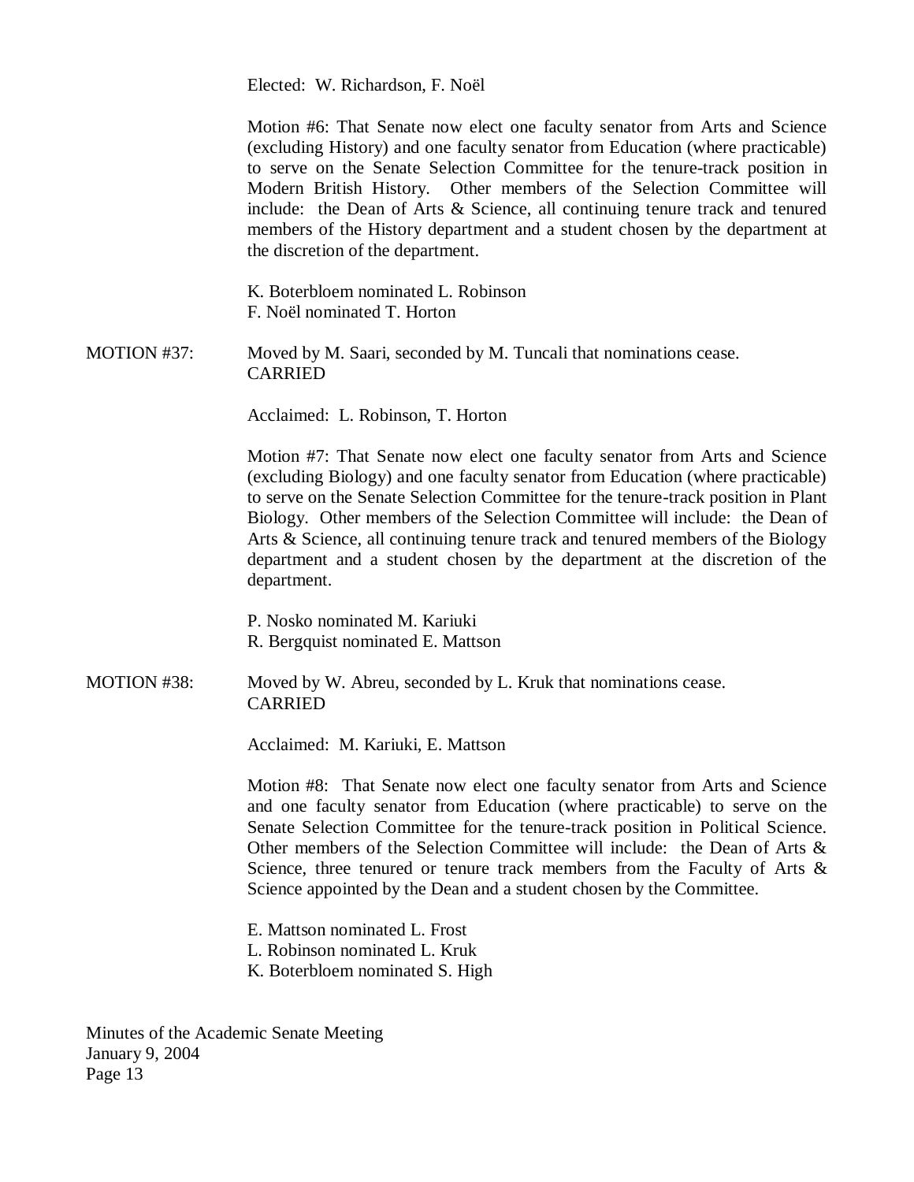Elected: W. Richardson, F. Noël

Motion #6: That Senate now elect one faculty senator from Arts and Science (excluding History) and one faculty senator from Education (where practicable) to serve on the Senate Selection Committee for the tenure-track position in Modern British History. Other members of the Selection Committee will include: the Dean of Arts & Science, all continuing tenure track and tenured members of the History department and a student chosen by the department at the discretion of the department.

K. Boterbloem nominated L. Robinson
F. Noël nominated T. Horton

MOTION #37: Moved by M. Saari, seconded by M. Tuncali that nominations cease.
CARRIED

Acclaimed: L. Robinson, T. Horton

Motion #7: That Senate now elect one faculty senator from Arts and Science (excluding Biology) and one faculty senator from Education (where practicable) to serve on the Senate Selection Committee for the tenure-track position in Plant Biology. Other members of the Selection Committee will include: the Dean of Arts & Science, all continuing tenure track and tenured members of the Biology department and a student chosen by the department at the discretion of the department.

P. Nosko nominated M. Kariuki
R. Bergquist nominated E. Mattson

MOTION #38: Moved by W. Abreu, seconded by L. Kruk that nominations cease.
CARRIED

Acclaimed: M. Kariuki, E. Mattson

Motion #8: That Senate now elect one faculty senator from Arts and Science and one faculty senator from Education (where practicable) to serve on the Senate Selection Committee for the tenure-track position in Political Science. Other members of the Selection Committee will include: the Dean of Arts & Science, three tenured or tenure track members from the Faculty of Arts & Science appointed by the Dean and a student chosen by the Committee.

E. Mattson nominated L. Frost
L. Robinson nominated L. Kruk
K. Boterbloem nominated S. High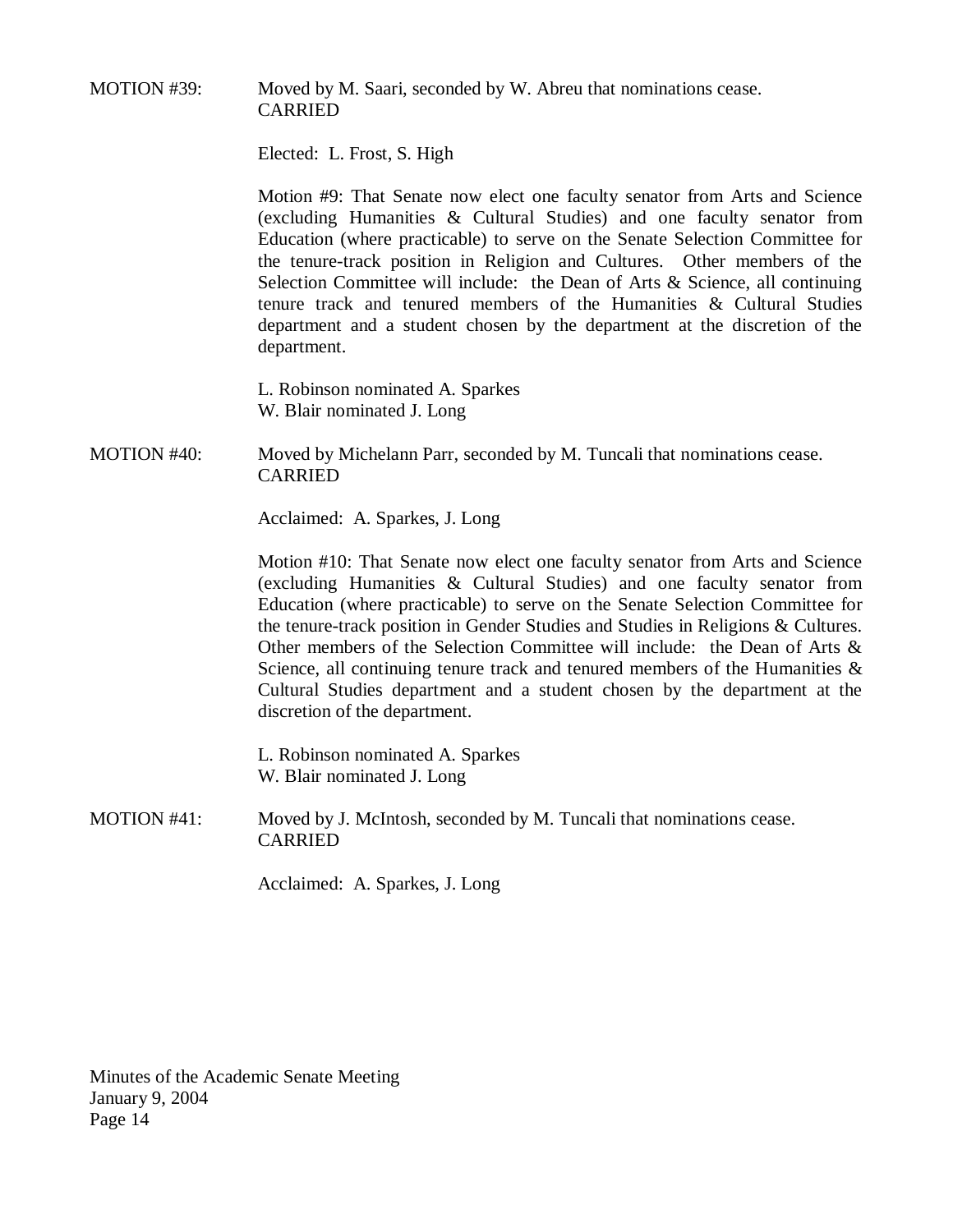MOTION #39: Moved by M. Saari, seconded by W. Abreu that nominations cease.
CARRIED

Elected: L. Frost, S. High

Motion #9: That Senate now elect one faculty senator from Arts and Science (excluding Humanities & Cultural Studies) and one faculty senator from Education (where practicable) to serve on the Senate Selection Committee for the tenure-track position in Religion and Cultures. Other members of the Selection Committee will include: the Dean of Arts & Science, all continuing tenure track and tenured members of the Humanities & Cultural Studies department and a student chosen by the department at the discretion of the department.

L. Robinson nominated A. Sparkes
W. Blair nominated J. Long

MOTION #40: Moved by Michelann Parr, seconded by M. Tuncali that nominations cease.
CARRIED

Acclaimed: A. Sparkes, J. Long

Motion #10: That Senate now elect one faculty senator from Arts and Science (excluding Humanities & Cultural Studies) and one faculty senator from Education (where practicable) to serve on the Senate Selection Committee for the tenure-track position in Gender Studies and Studies in Religions & Cultures. Other members of the Selection Committee will include: the Dean of Arts & Science, all continuing tenure track and tenured members of the Humanities & Cultural Studies department and a student chosen by the department at the discretion of the department.

L. Robinson nominated A. Sparkes
W. Blair nominated J. Long

MOTION #41: Moved by J. McIntosh, seconded by M. Tuncali that nominations cease.
CARRIED

Acclaimed: A. Sparkes, J. Long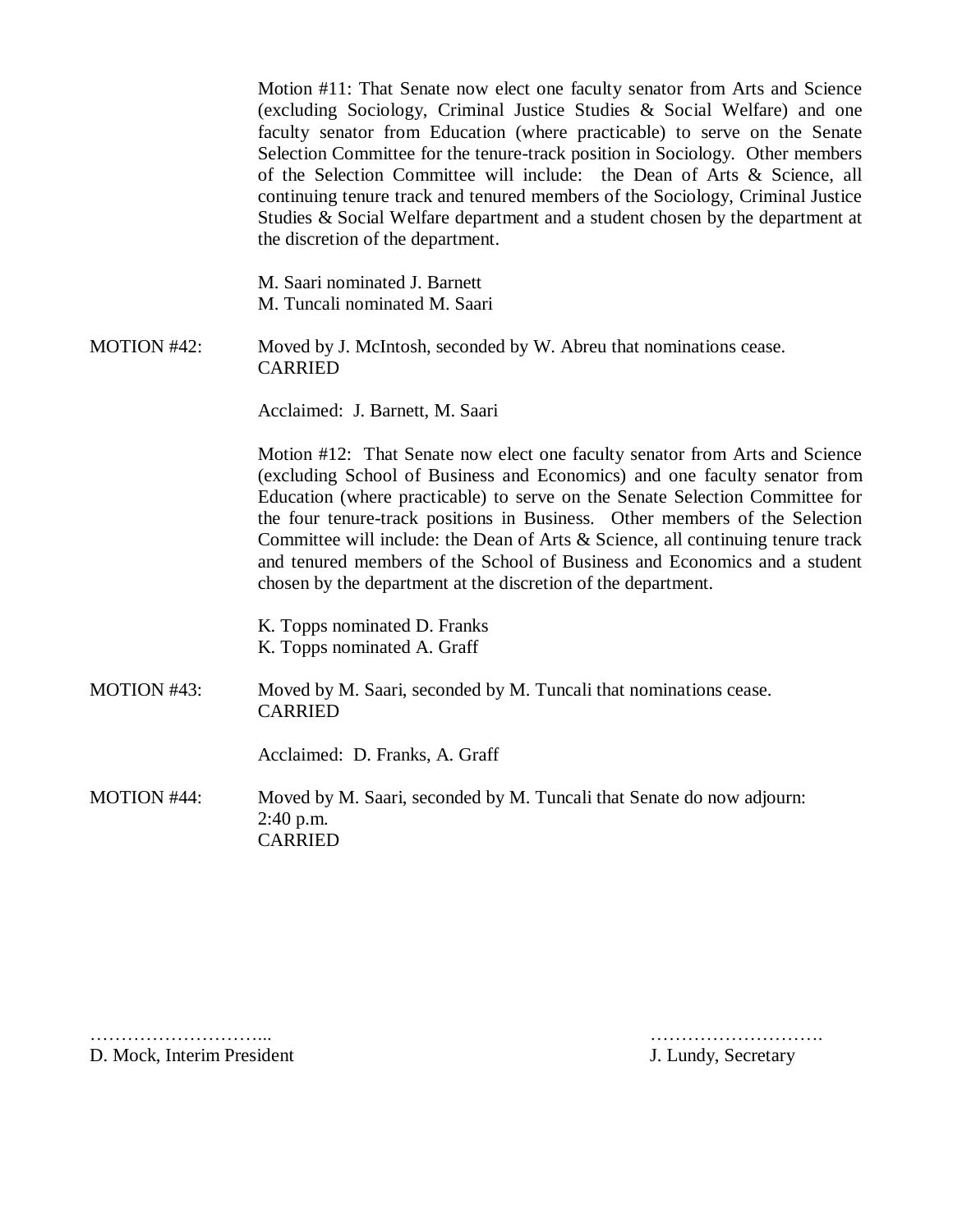Motion #11: That Senate now elect one faculty senator from Arts and Science (excluding Sociology, Criminal Justice Studies & Social Welfare) and one faculty senator from Education (where practicable) to serve on the Senate Selection Committee for the tenure-track position in Sociology. Other members of the Selection Committee will include: the Dean of Arts & Science, all continuing tenure track and tenured members of the Sociology, Criminal Justice Studies & Social Welfare department and a student chosen by the department at the discretion of the department.

M. Saari nominated J. Barnett
M. Tuncali nominated M. Saari

MOTION #42: Moved by J. McIntosh, seconded by W. Abreu that nominations cease.
CARRIED

Acclaimed: J. Barnett, M. Saari

Motion #12: That Senate now elect one faculty senator from Arts and Science (excluding School of Business and Economics) and one faculty senator from Education (where practicable) to serve on the Senate Selection Committee for the four tenure-track positions in Business. Other members of the Selection Committee will include: the Dean of Arts & Science, all continuing tenure track and tenured members of the School of Business and Economics and a student chosen by the department at the discretion of the department.

K. Topps nominated D. Franks
K. Topps nominated A. Graff

MOTION #43: Moved by M. Saari, seconded by M. Tuncali that nominations cease.
CARRIED

Acclaimed: D. Franks, A. Graff

MOTION #44: Moved by M. Saari, seconded by M. Tuncali that Senate do now adjourn:
2:40 p.m.
CARRIED

………………………...
D. Mock, Interim President

……………………….
J. Lundy, Secretary